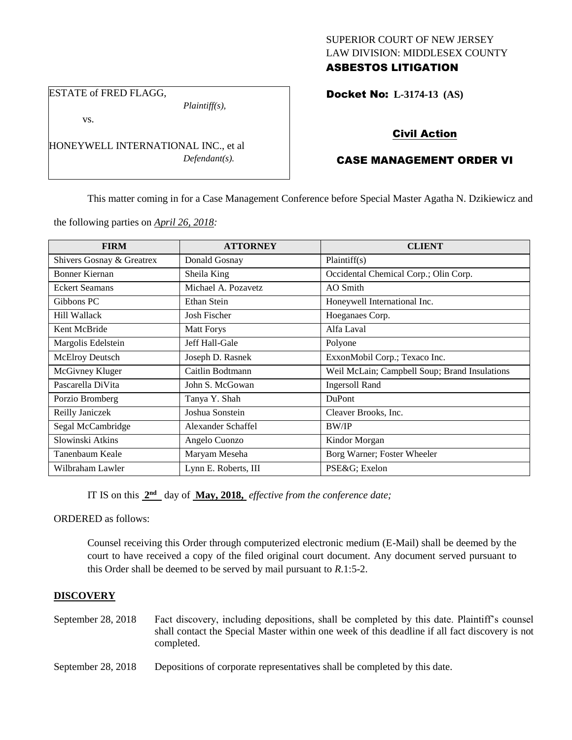SUPERIOR COURT OF NEW JERSEY
LAW DIVISION: MIDDLESEX COUNTY
**ASBESTOS LITIGATION**

ESTATE of FRED FLAGG,
*Plaintiff(s),*
vs.
HONEYWELL INTERNATIONAL INC., et al
*Defendant(s).*

**Docket No: L-3174-13 (AS)**

## Civil Action

## CASE MANAGEMENT ORDER VI

This matter coming in for a Case Management Conference before Special Master Agatha N. Dzikiewicz and the following parties on *April 26, 2018:*

| FIRM | ATTORNEY | CLIENT |
|---|---|---|
| Shivers Gosnay & Greatrex | Donald Gosnay | Plaintiff(s) |
| Bonner Kiernan | Sheila King | Occidental Chemical Corp.; Olin Corp. |
| Eckert Seamans | Michael A. Pozavetz | AO Smith |
| Gibbons PC | Ethan Stein | Honeywell International Inc. |
| Hill Wallack | Josh Fischer | Hoeganaes Corp. |
| Kent McBride | Matt Forys | Alfa Laval |
| Margolis Edelstein | Jeff Hall-Gale | Polyone |
| McElroy Deutsch | Joseph D. Rasnek | ExxonMobil Corp.; Texaco Inc. |
| McGivney Kluger | Caitlin Bodtmann | Weil McLain; Campbell Soup; Brand Insulations |
| Pascarella DiVita | John S. McGowan | Ingersoll Rand |
| Porzio Bromberg | Tanya Y. Shah | DuPont |
| Reilly Janiczek | Joshua Sonstein | Cleaver Brooks, Inc. |
| Segal McCambridge | Alexander Schaffel | BW/IP |
| Slowinski Atkins | Angelo Cuonzo | Kindor Morgan |
| Tanenbaum Keale | Maryam Meseha | Borg Warner; Foster Wheeler |
| Wilbraham Lawler | Lynn E. Roberts, III | PSE&G; Exelon |

IT IS on this **2nd** day of **May, 2018,** *effective from the conference date;*

ORDERED as follows:

Counsel receiving this Order through computerized electronic medium (E-Mail) shall be deemed by the court to have received a copy of the filed original court document. Any document served pursuant to this Order shall be deemed to be served by mail pursuant to *R*.1:5-2.

**DISCOVERY**

September 28, 2018 Fact discovery, including depositions, shall be completed by this date. Plaintiff's counsel shall contact the Special Master within one week of this deadline if all fact discovery is not completed.

September 28, 2018 Depositions of corporate representatives shall be completed by this date.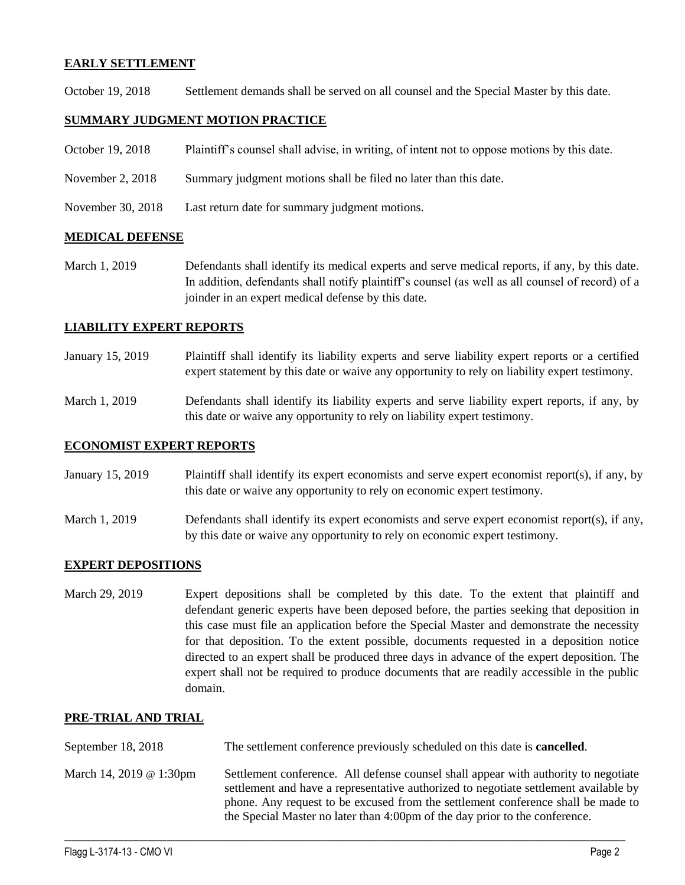## EARLY SETTLEMENT

October 19, 2018 Settlement demands shall be served on all counsel and the Special Master by this date.

## SUMMARY JUDGMENT MOTION PRACTICE

October 19, 2018 Plaintiff's counsel shall advise, in writing, of intent not to oppose motions by this date.

November 2, 2018 Summary judgment motions shall be filed no later than this date.

November 30, 2018 Last return date for summary judgment motions.

## MEDICAL DEFENSE

March 1, 2019 Defendants shall identify its medical experts and serve medical reports, if any, by this date. In addition, defendants shall notify plaintiff's counsel (as well as all counsel of record) of a joinder in an expert medical defense by this date.

## LIABILITY EXPERT REPORTS

January 15, 2019 Plaintiff shall identify its liability experts and serve liability expert reports or a certified expert statement by this date or waive any opportunity to rely on liability expert testimony.

March 1, 2019 Defendants shall identify its liability experts and serve liability expert reports, if any, by this date or waive any opportunity to rely on liability expert testimony.

## ECONOMIST EXPERT REPORTS

January 15, 2019 Plaintiff shall identify its expert economists and serve expert economist report(s), if any, by this date or waive any opportunity to rely on economic expert testimony.

March 1, 2019 Defendants shall identify its expert economists and serve expert economist report(s), if any, by this date or waive any opportunity to rely on economic expert testimony.

## EXPERT DEPOSITIONS

March 29, 2019 Expert depositions shall be completed by this date. To the extent that plaintiff and defendant generic experts have been deposed before, the parties seeking that deposition in this case must file an application before the Special Master and demonstrate the necessity for that deposition. To the extent possible, documents requested in a deposition notice directed to an expert shall be produced three days in advance of the expert deposition. The expert shall not be required to produce documents that are readily accessible in the public domain.

## PRE-TRIAL AND TRIAL

September 18, 2018 The settlement conference previously scheduled on this date is **cancelled**.

March 14, 2019 @ 1:30pm Settlement conference. All defense counsel shall appear with authority to negotiate settlement and have a representative authorized to negotiate settlement available by phone. Any request to be excused from the settlement conference shall be made to the Special Master no later than 4:00pm of the day prior to the conference.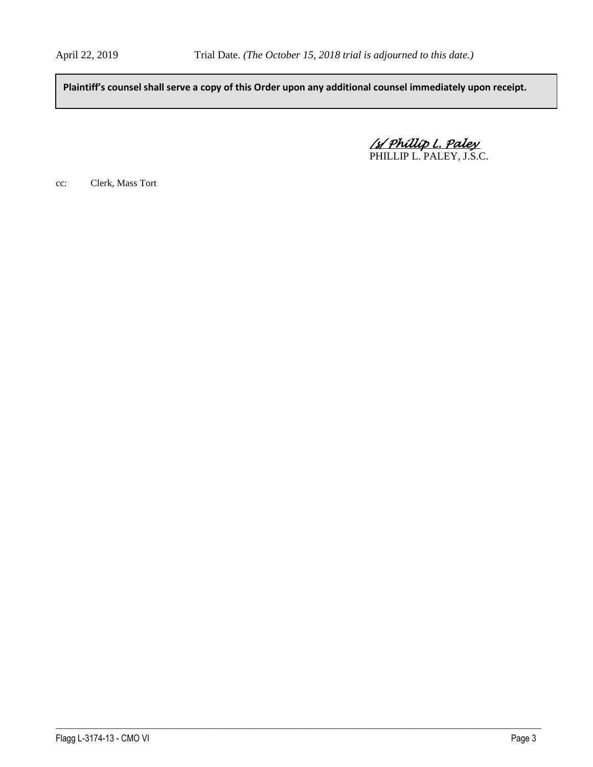April 22, 2019 Trial Date. *(The October 15, 2018 trial is adjourned to this date.)*

**Plaintiff's counsel shall serve a copy of this Order upon any additional counsel immediately upon receipt.**

*/s/ Phillip L. Paley*
PHILLIP L. PALEY, J.S.C.

cc: Clerk, Mass Tort